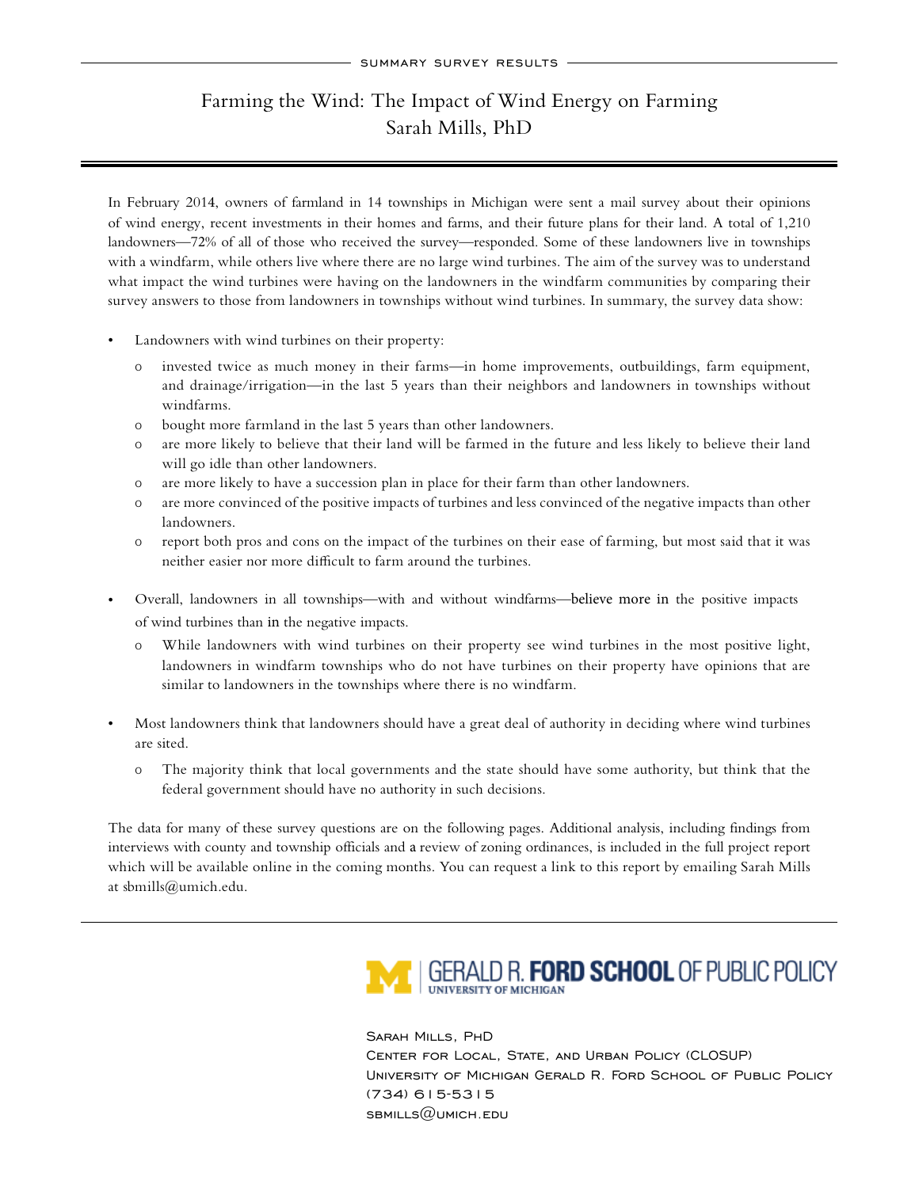SUMMARY SURVEY RESULTS

# Farming the Wind: The Impact of Wind Energy on Farming
## Sarah Mills, PhD

In February 2014, owners of farmland in 14 townships in Michigan were sent a mail survey about their opinions of wind energy, recent investments in their homes and farms, and their future plans for their land. A total of 1,210 landowners—72% of all of those who received the survey—responded. Some of these landowners live in townships with a windfarm, while others live where there are no large wind turbines. The aim of the survey was to understand what impact the wind turbines were having on the landowners in the windfarm communities by comparing their survey answers to those from landowners in townships without wind turbines. In summary, the survey data show:

- Landowners with wind turbines on their property:
  - invested twice as much money in their farms—in home improvements, outbuildings, farm equipment, and drainage/irrigation—in the last 5 years than their neighbors and landowners in townships without windfarms.
  - bought more farmland in the last 5 years than other landowners.
  - are more likely to believe that their land will be farmed in the future and less likely to believe their land will go idle than other landowners.
  - are more likely to have a succession plan in place for their farm than other landowners.
  - are more convinced of the positive impacts of turbines and less convinced of the negative impacts than other landowners.
  - report both pros and cons on the impact of the turbines on their ease of farming, but most said that it was neither easier nor more difficult to farm around the turbines.

- Overall, landowners in all townships—with and without windfarms—believe more in the positive impacts of wind turbines than in the negative impacts.
  - While landowners with wind turbines on their property see wind turbines in the most positive light, landowners in windfarm townships who do not have turbines on their property have opinions that are similar to landowners in the townships where there is no windfarm.

- Most landowners think that landowners should have a great deal of authority in deciding where wind turbines are sited.
  - The majority think that local governments and the state should have some authority, but think that the federal government should have no authority in such decisions.

The data for many of these survey questions are on the following pages. Additional analysis, including findings from interviews with county and township officials and a review of zoning ordinances, is included in the full project report which will be available online in the coming months. You can request a link to this report by emailing Sarah Mills at sbmills@umich.edu.

GERALD R. FORD SCHOOL OF PUBLIC POLICY
UNIVERSITY OF MICHIGAN

Sarah Mills, PhD
Center for Local, State, and Urban Policy (CLOSUP)
University of Michigan Gerald R. Ford School of Public Policy
(734) 615-5315
sbmills@umich.edu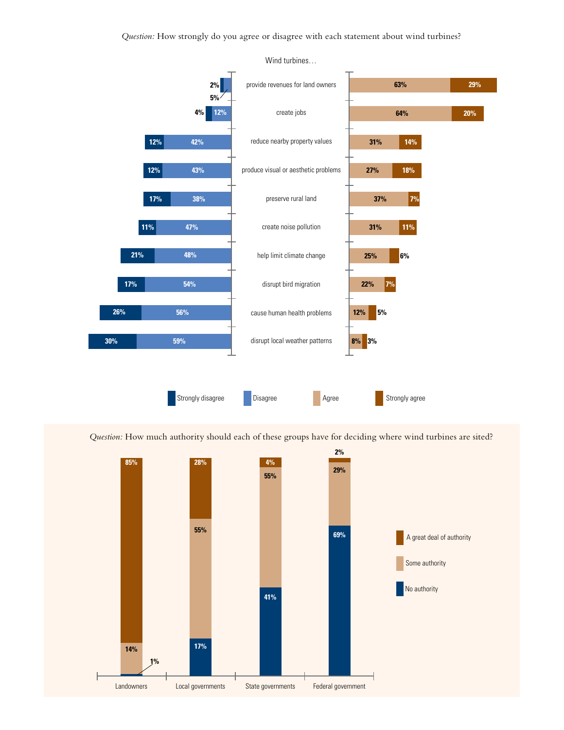*Question:* How strongly do you agree or disagree with each statement about wind turbines?

Wind turbines…

| Wind turbines… | Strongly disagree | Disagree | Agree | Strongly agree |
|---|---|---|---|---|
| provide revenues for land owners | 2% | 5% | 63% | 29% |
| create jobs | 4% | 12% | 64% | 20% |
| reduce nearby property values | 12% | 42% | 31% | 14% |
| produce visual or aesthetic problems | 12% | 43% | 27% | 18% |
| preserve rural land | 17% | 38% | 37% | 7% |
| create noise pollution | 11% | 47% | 31% | 11% |
| help limit climate change | 21% | 48% | 25% | 6% |
| disrupt bird migration | 17% | 54% | 22% | 7% |
| cause human health problems | 26% | 56% | 12% | 5% |
| disrupt local weather patterns | 30% | 59% | 8% | 3% |

*Question:* How much authority should each of these groups have for deciding where wind turbines are sited?

| | A great deal of authority | Some authority | No authority |
|---|---|---|---|
| Landowners | 85% | 14% | 1% |
| Local governments | 28% | 55% | 17% |
| State governments | 4% | 55% | 41% |
| Federal government | 2% | 29% | 69% |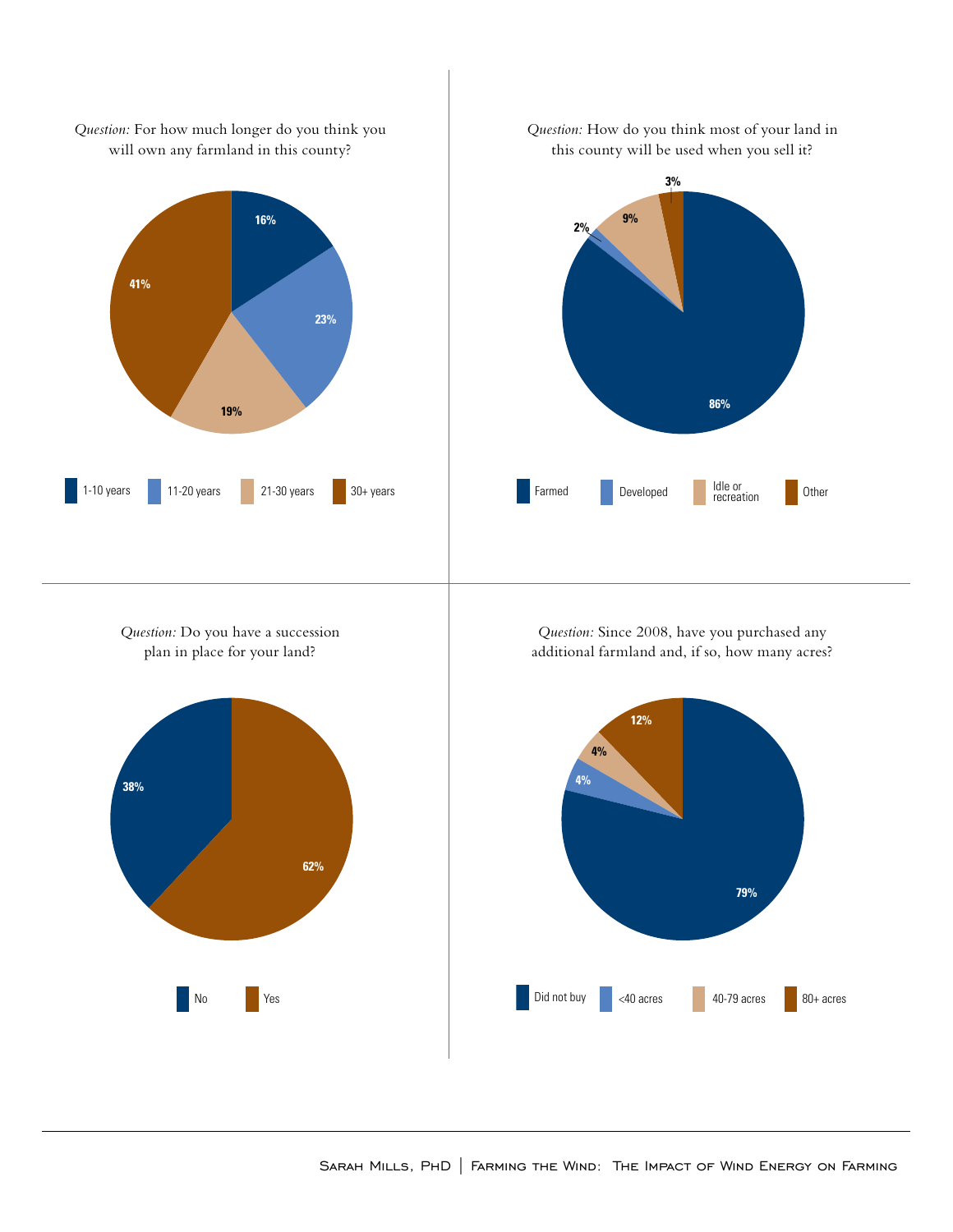*Question:* For how much longer do you think you will own any farmland in this county?

| Response | Percent |
|---|---|
| 1-10 years | 16% |
| 11-20 years | 23% |
| 21-30 years | 19% |
| 30+ years | 41% |

*Question:* How do you think most of your land in this county will be used when you sell it?

| Response | Percent |
|---|---|
| Farmed | 86% |
| Developed | 2% |
| Idle or recreation | 9% |
| Other | 3% |

*Question:* Do you have a succession plan in place for your land?

| Response | Percent |
|---|---|
| No | 38% |
| Yes | 62% |

*Question:* Since 2008, have you purchased any additional farmland and, if so, how many acres?

| Response | Percent |
|---|---|
| Did not buy | 79% |
| <40 acres | 4% |
| 40-79 acres | 4% |
| 80+ acres | 12% |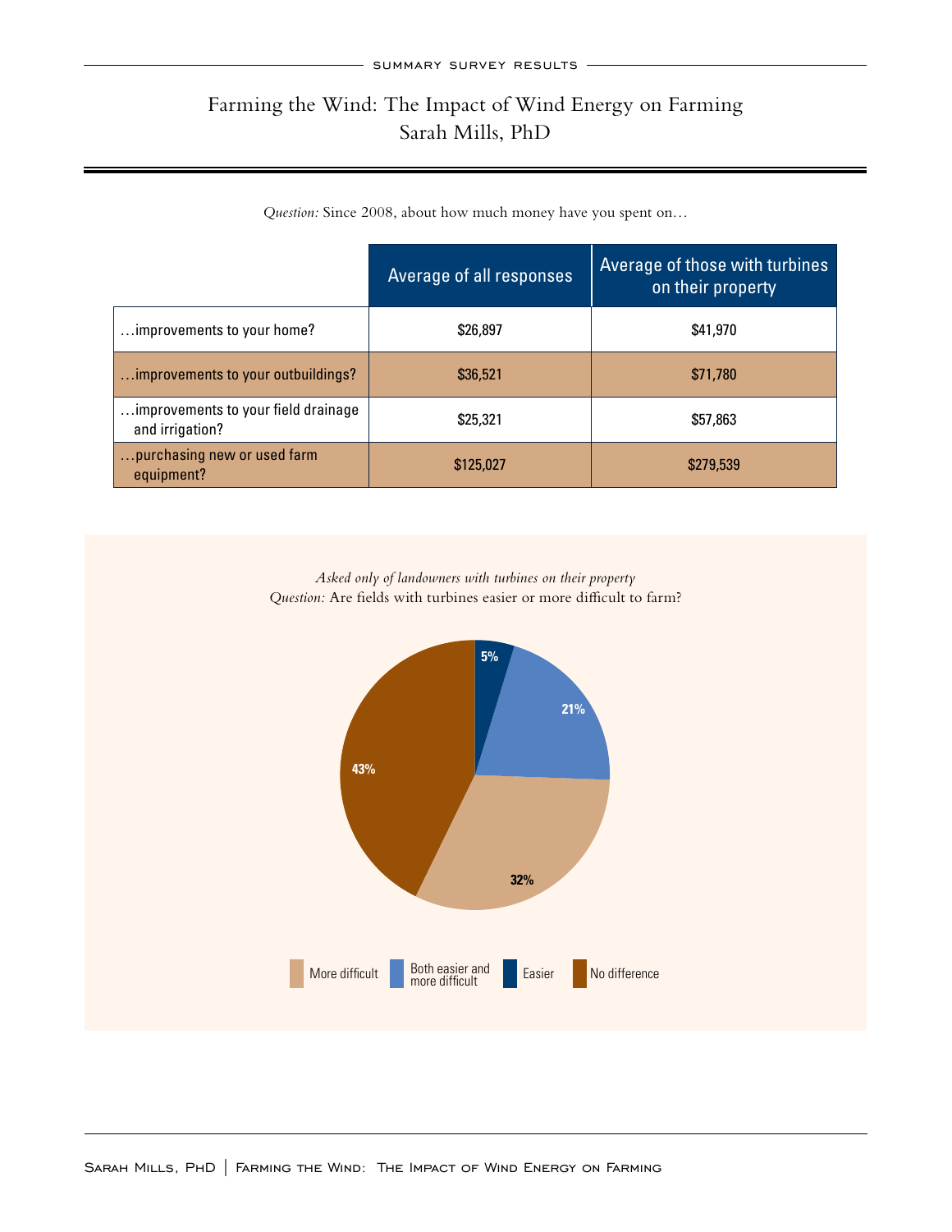# Farming the Wind: The Impact of Wind Energy on Farming
Sarah Mills, PhD

*Question:* Since 2008, about how much money have you spent on…

| | Average of all responses | Average of those with turbines on their property |
|---|---|---|
| …improvements to your home? | $26,897 | $41,970 |
| …improvements to your outbuildings? | $36,521 | $71,780 |
| …improvements to your field drainage and irrigation? | $25,321 | $57,863 |
| …purchasing new or used farm equipment? | $125,027 | $279,539 |

*Asked only of landowners with turbines on their property*
*Question:* Are fields with turbines easier or more difficult to farm?

5%
21%
32%
43%

More difficult
Both easier and more difficult
Easier
No difference